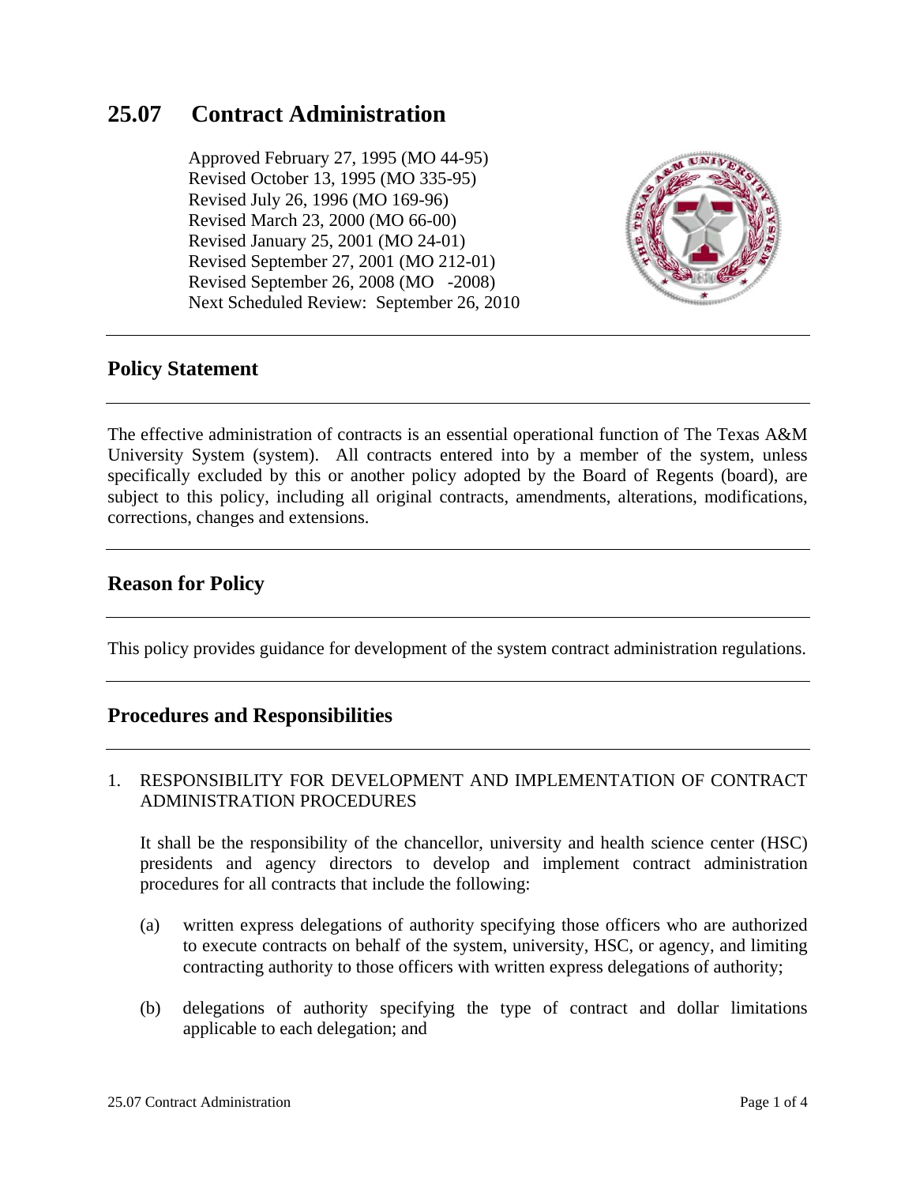# 25.07 Contract Administration

Approved February 27, 1995 (MO 44-95)
Revised October 13, 1995 (MO 335-95)
Revised July 26, 1996 (MO 169-96)
Revised March 23, 2000 (MO 66-00)
Revised January 25, 2001 (MO 24-01)
Revised September 27, 2001 (MO 212-01)
Revised September 26, 2008 (MO -2008)
Next Scheduled Review: September 26, 2010

## Policy Statement

The effective administration of contracts is an essential operational function of The Texas A&M University System (system). All contracts entered into by a member of the system, unless specifically excluded by this or another policy adopted by the Board of Regents (board), are subject to this policy, including all original contracts, amendments, alterations, modifications, corrections, changes and extensions.

## Reason for Policy

This policy provides guidance for development of the system contract administration regulations.

## Procedures and Responsibilities

1. RESPONSIBILITY FOR DEVELOPMENT AND IMPLEMENTATION OF CONTRACT ADMINISTRATION PROCEDURES

   It shall be the responsibility of the chancellor, university and health science center (HSC) presidents and agency directors to develop and implement contract administration procedures for all contracts that include the following:

   (a) written express delegations of authority specifying those officers who are authorized to execute contracts on behalf of the system, university, HSC, or agency, and limiting contracting authority to those officers with written express delegations of authority;

   (b) delegations of authority specifying the type of contract and dollar limitations applicable to each delegation; and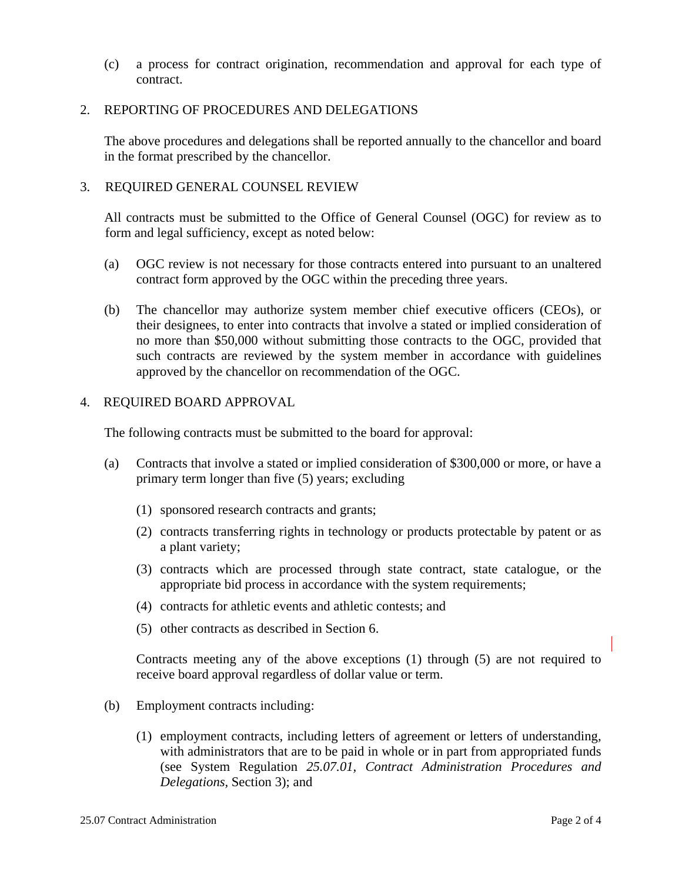(c) a process for contract origination, recommendation and approval for each type of contract.

## 2. REPORTING OF PROCEDURES AND DELEGATIONS

The above procedures and delegations shall be reported annually to the chancellor and board in the format prescribed by the chancellor.

## 3. REQUIRED GENERAL COUNSEL REVIEW

All contracts must be submitted to the Office of General Counsel (OGC) for review as to form and legal sufficiency, except as noted below:

(a) OGC review is not necessary for those contracts entered into pursuant to an unaltered contract form approved by the OGC within the preceding three years.

(b) The chancellor may authorize system member chief executive officers (CEOs), or their designees, to enter into contracts that involve a stated or implied consideration of no more than $50,000 without submitting those contracts to the OGC, provided that such contracts are reviewed by the system member in accordance with guidelines approved by the chancellor on recommendation of the OGC.

## 4. REQUIRED BOARD APPROVAL

The following contracts must be submitted to the board for approval:

(a) Contracts that involve a stated or implied consideration of $300,000 or more, or have a primary term longer than five (5) years; excluding

(1) sponsored research contracts and grants;

(2) contracts transferring rights in technology or products protectable by patent or as a plant variety;

(3) contracts which are processed through state contract, state catalogue, or the appropriate bid process in accordance with the system requirements;

(4) contracts for athletic events and athletic contests; and

(5) other contracts as described in Section 6.

Contracts meeting any of the above exceptions (1) through (5) are not required to receive board approval regardless of dollar value or term.

(b) Employment contracts including:

(1) employment contracts, including letters of agreement or letters of understanding, with administrators that are to be paid in whole or in part from appropriated funds (see System Regulation *25.07.01, Contract Administration Procedures and Delegations*, Section 3); and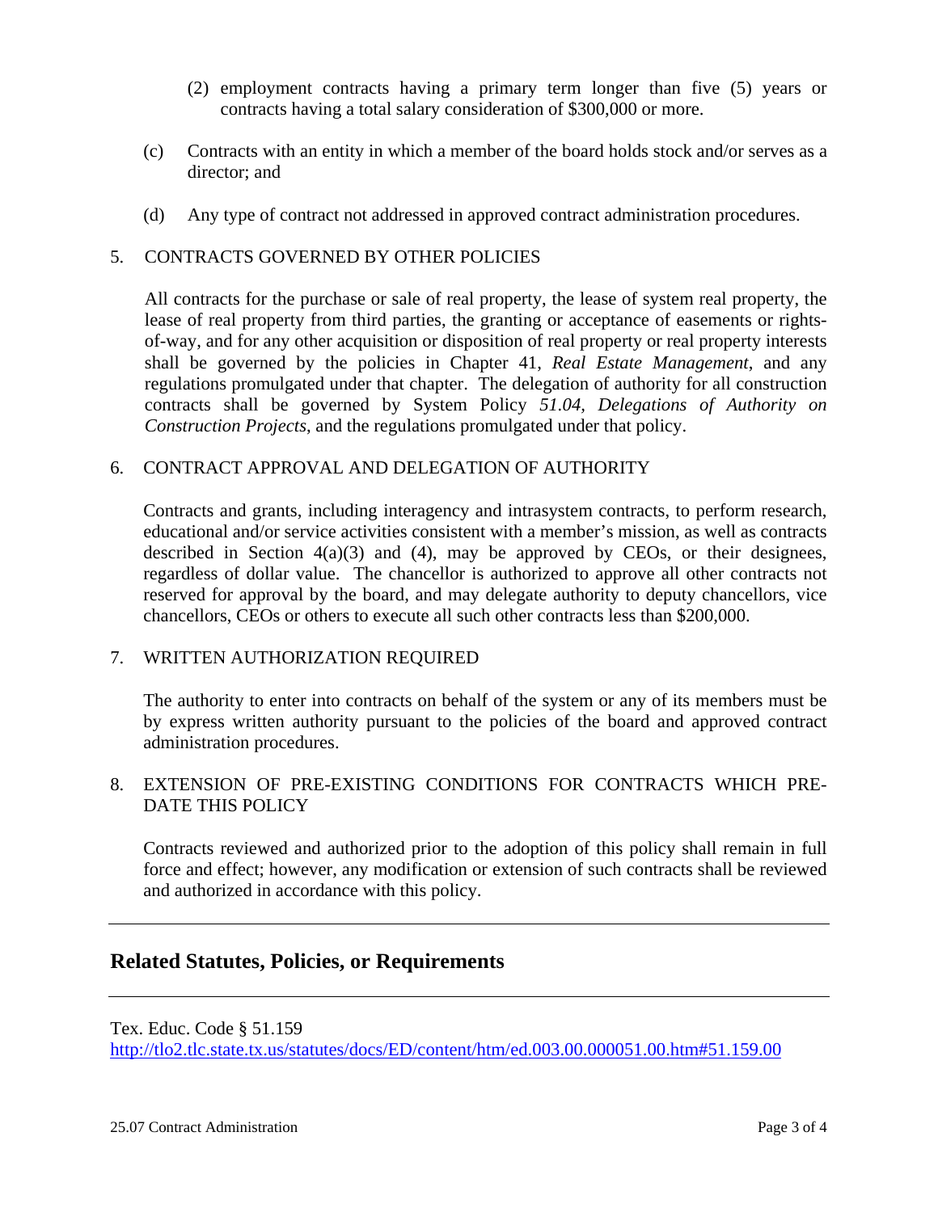(2) employment contracts having a primary term longer than five (5) years or contracts having a total salary consideration of $300,000 or more.

(c) Contracts with an entity in which a member of the board holds stock and/or serves as a director; and

(d) Any type of contract not addressed in approved contract administration procedures.

5. CONTRACTS GOVERNED BY OTHER POLICIES

All contracts for the purchase or sale of real property, the lease of system real property, the lease of real property from third parties, the granting or acceptance of easements or rights-of-way, and for any other acquisition or disposition of real property or real property interests shall be governed by the policies in Chapter 41, *Real Estate Management*, and any regulations promulgated under that chapter. The delegation of authority for all construction contracts shall be governed by System Policy *51.04, Delegations of Authority on Construction Projects*, and the regulations promulgated under that policy.

6. CONTRACT APPROVAL AND DELEGATION OF AUTHORITY

Contracts and grants, including interagency and intrasystem contracts, to perform research, educational and/or service activities consistent with a member's mission, as well as contracts described in Section 4(a)(3) and (4), may be approved by CEOs, or their designees, regardless of dollar value. The chancellor is authorized to approve all other contracts not reserved for approval by the board, and may delegate authority to deputy chancellors, vice chancellors, CEOs or others to execute all such other contracts less than $200,000.

7. WRITTEN AUTHORIZATION REQUIRED

The authority to enter into contracts on behalf of the system or any of its members must be by express written authority pursuant to the policies of the board and approved contract administration procedures.

8. EXTENSION OF PRE-EXISTING CONDITIONS FOR CONTRACTS WHICH PRE-DATE THIS POLICY

Contracts reviewed and authorized prior to the adoption of this policy shall remain in full force and effect; however, any modification or extension of such contracts shall be reviewed and authorized in accordance with this policy.

---

## Related Statutes, Policies, or Requirements

---

Tex. Educ. Code § 51.159
http://tlo2.tlc.state.tx.us/statutes/docs/ED/content/htm/ed.003.00.000051.00.htm#51.159.00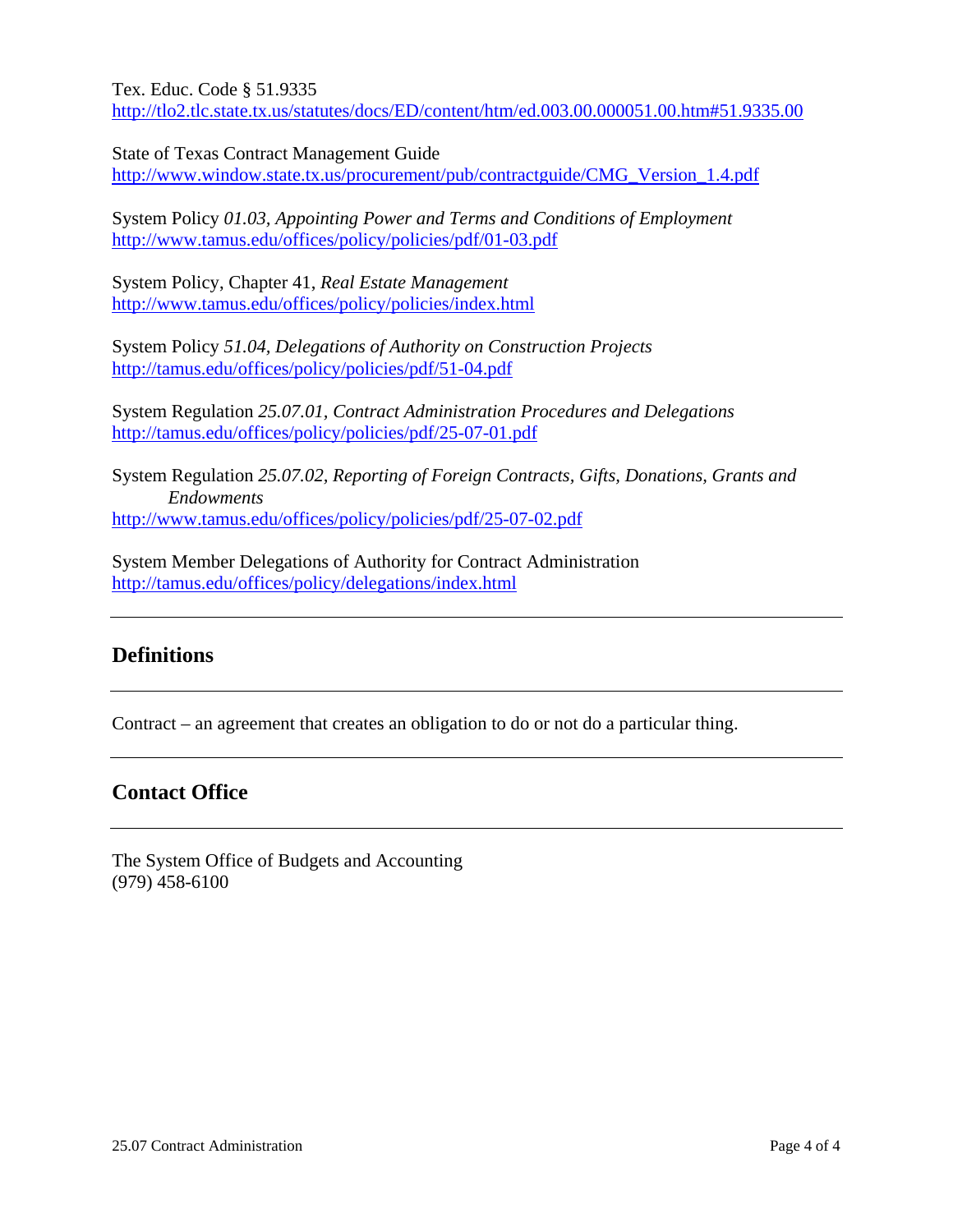Tex. Educ. Code § 51.9335
http://tlo2.tlc.state.tx.us/statutes/docs/ED/content/htm/ed.003.00.000051.00.htm#51.9335.00

State of Texas Contract Management Guide
http://www.window.state.tx.us/procurement/pub/contractguide/CMG_Version_1.4.pdf

System Policy *01.03, Appointing Power and Terms and Conditions of Employment*
http://www.tamus.edu/offices/policy/policies/pdf/01-03.pdf

System Policy, Chapter 41, *Real Estate Management*
http://www.tamus.edu/offices/policy/policies/index.html

System Policy *51.04, Delegations of Authority on Construction Projects*
http://tamus.edu/offices/policy/policies/pdf/51-04.pdf

System Regulation *25.07.01, Contract Administration Procedures and Delegations*
http://tamus.edu/offices/policy/policies/pdf/25-07-01.pdf

System Regulation *25.07.02, Reporting of Foreign Contracts, Gifts, Donations, Grants and Endowments*
http://www.tamus.edu/offices/policy/policies/pdf/25-07-02.pdf

System Member Delegations of Authority for Contract Administration
http://tamus.edu/offices/policy/delegations/index.html

## Definitions

Contract – an agreement that creates an obligation to do or not do a particular thing.

## Contact Office

The System Office of Budgets and Accounting
(979) 458-6100